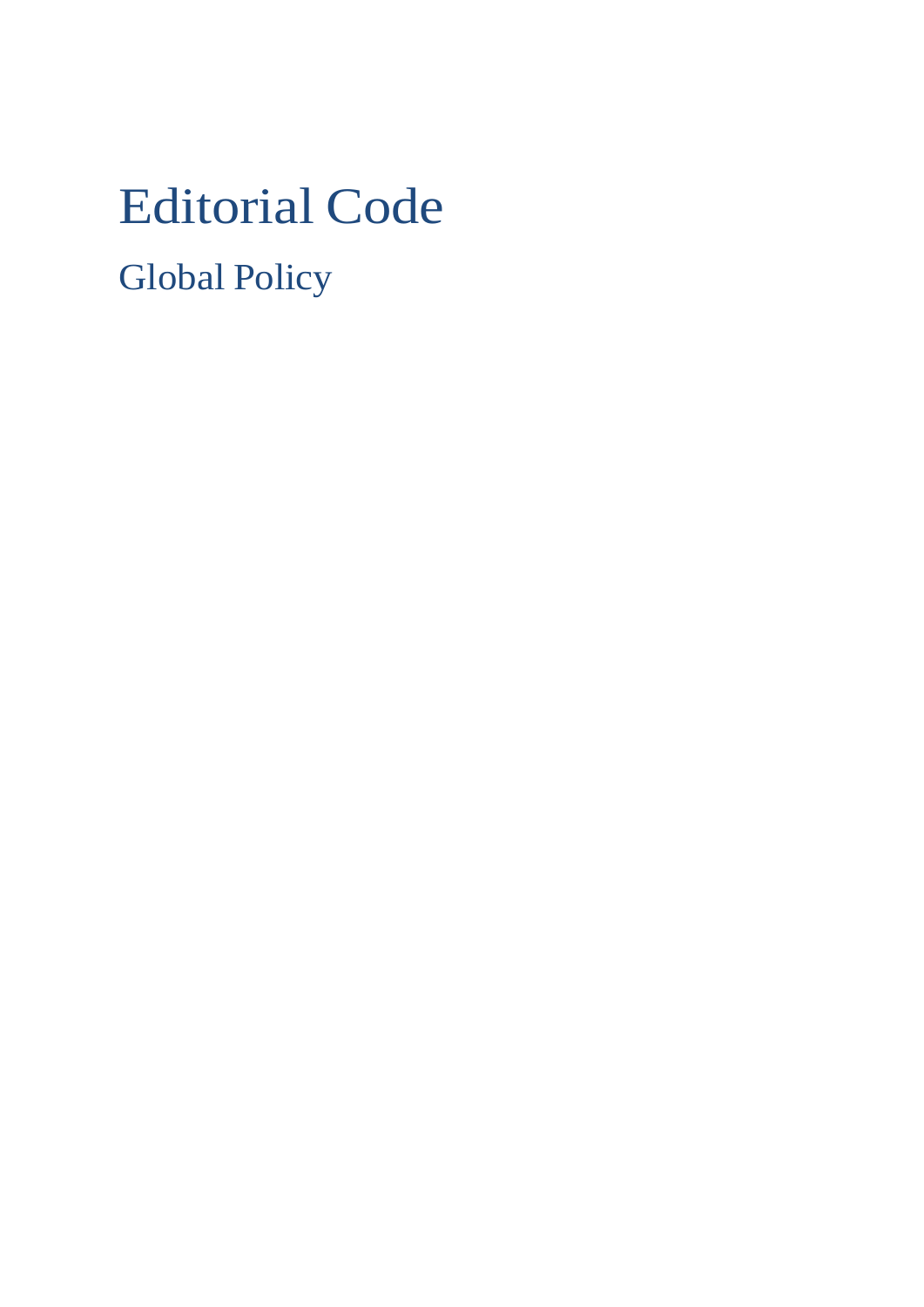# Editorial Code

## Global Policy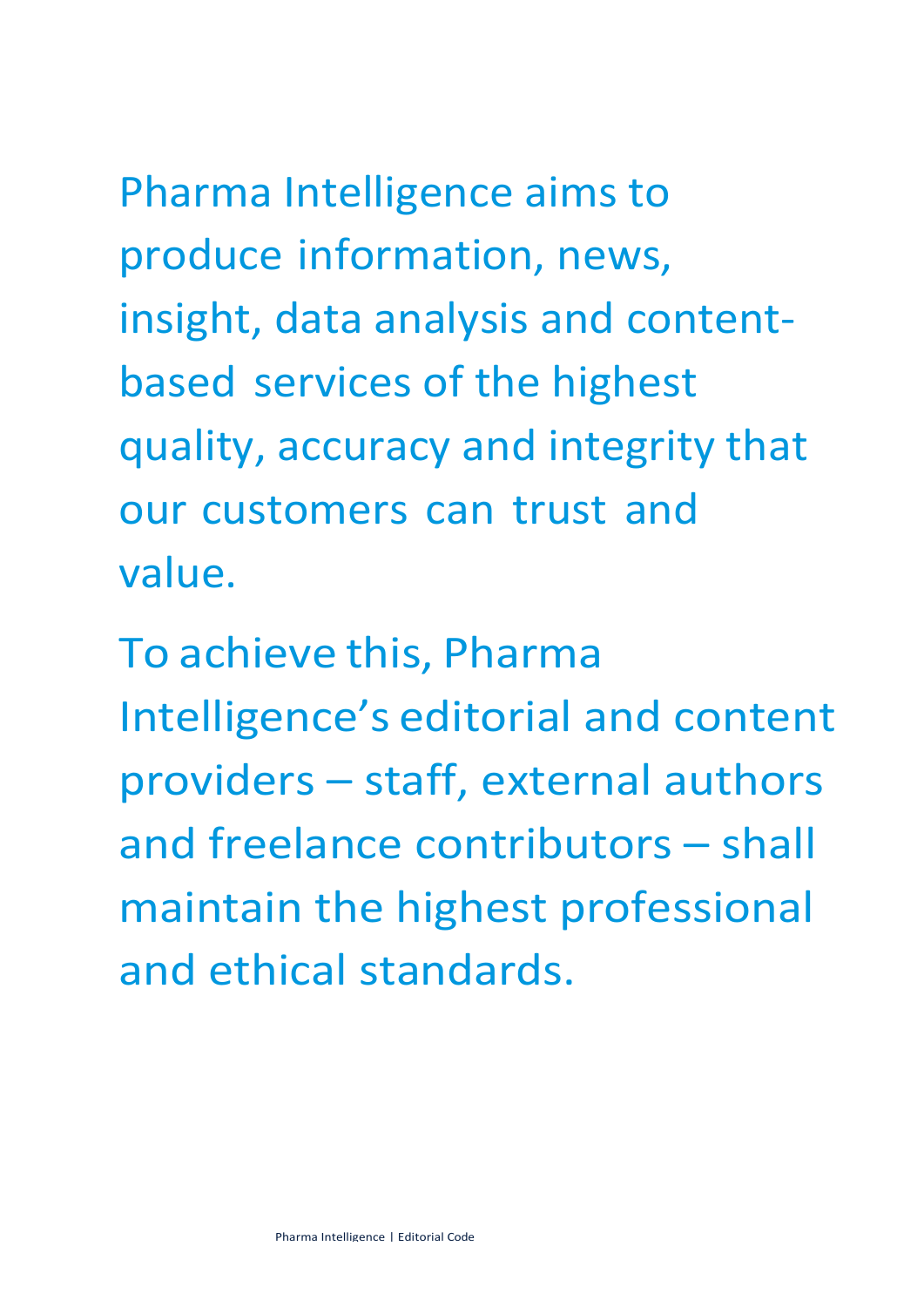Pharma Intelligence aims to produce information, news, insight, data analysis and content-based services of the highest quality, accuracy and integrity that our customers can trust and value.

To achieve this, Pharma Intelligence's editorial and content providers – staff, external authors and freelance contributors – shall maintain the highest professional and ethical standards.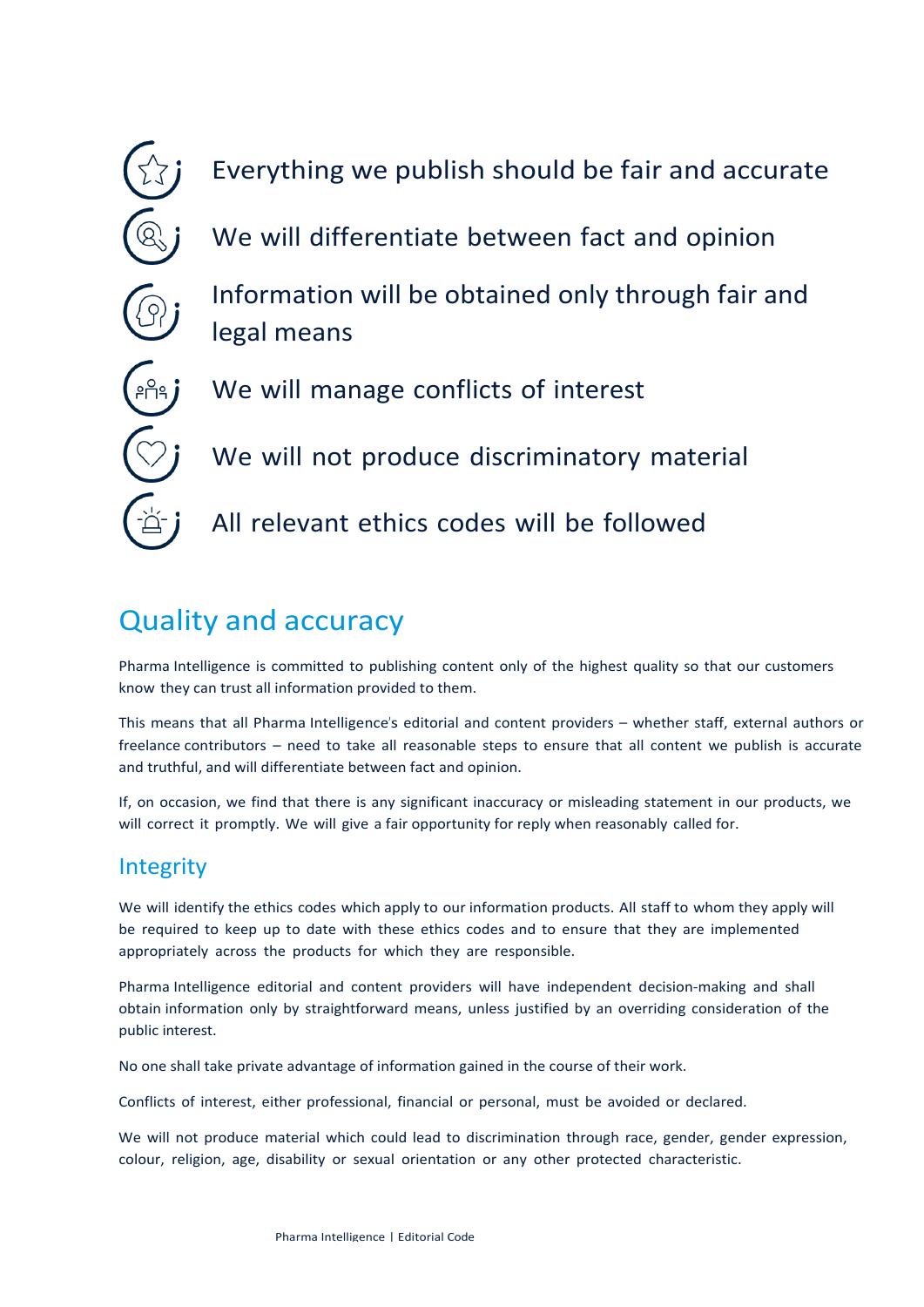- Everything we publish should be fair and accurate
- We will differentiate between fact and opinion
- Information will be obtained only through fair and legal means
- We will manage conflicts of interest
- We will not produce discriminatory material
- All relevant ethics codes will be followed

## Quality and accuracy

Pharma Intelligence is committed to publishing content only of the highest quality so that our customers know they can trust all information provided to them.

This means that all Pharma Intelligence's editorial and content providers – whether staff, external authors or freelance contributors – need to take all reasonable steps to ensure that all content we publish is accurate and truthful, and will differentiate between fact and opinion.

If, on occasion, we find that there is any significant inaccuracy or misleading statement in our products, we will correct it promptly. We will give a fair opportunity for reply when reasonably called for.

### Integrity

We will identify the ethics codes which apply to our information products. All staff to whom they apply will be required to keep up to date with these ethics codes and to ensure that they are implemented appropriately across the products for which they are responsible.

Pharma Intelligence editorial and content providers will have independent decision-making and shall obtain information only by straightforward means, unless justified by an overriding consideration of the public interest.

No one shall take private advantage of information gained in the course of their work.

Conflicts of interest, either professional, financial or personal, must be avoided or declared.

We will not produce material which could lead to discrimination through race, gender, gender expression, colour, religion, age, disability or sexual orientation or any other protected characteristic.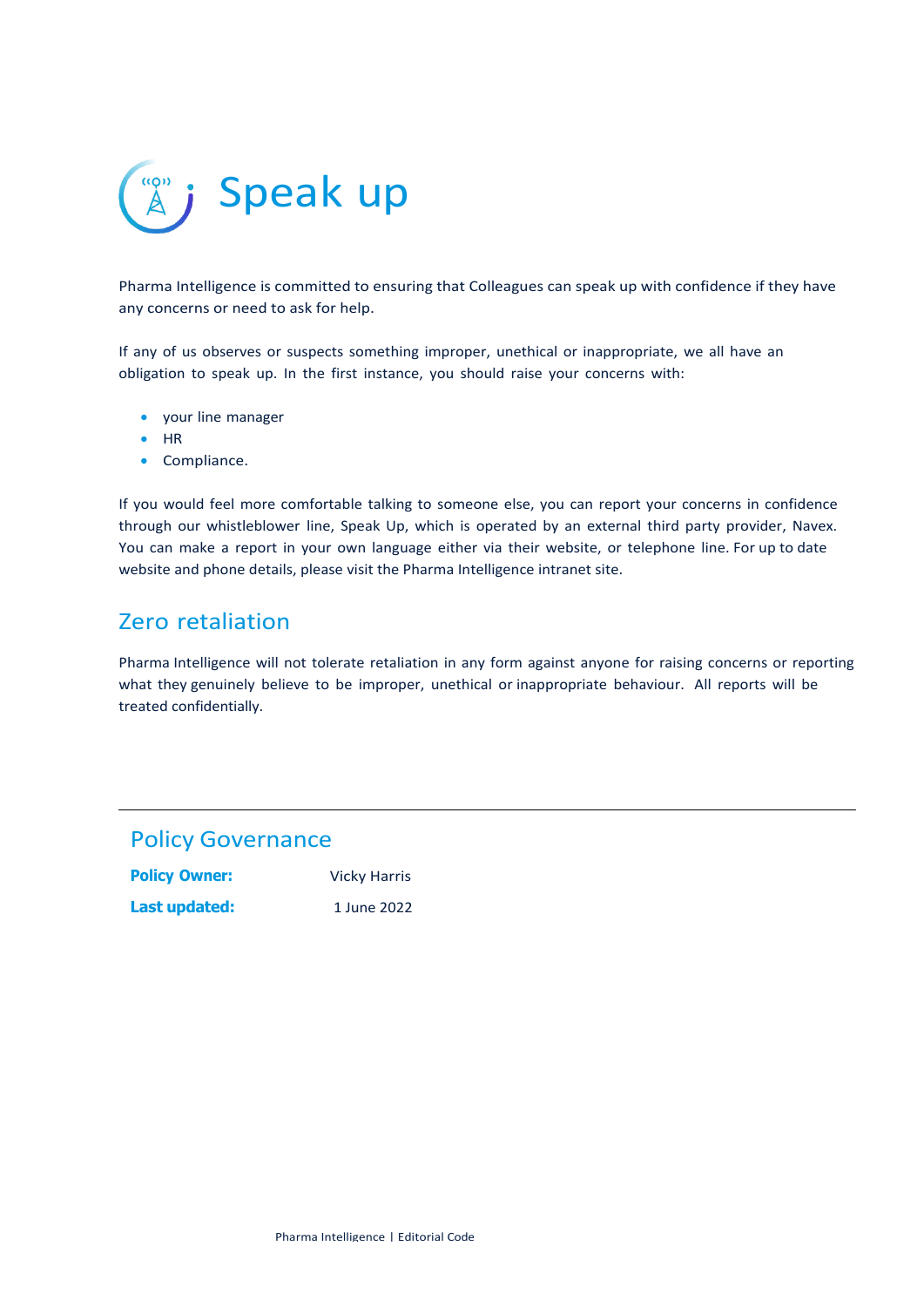# Speak up

Pharma Intelligence is committed to ensuring that Colleagues can speak up with confidence if they have any concerns or need to ask for help.

If any of us observes or suspects something improper, unethical or inappropriate, we all have an obligation to speak up. In the first instance, you should raise your concerns with:

- your line manager
- HR
- Compliance.

If you would feel more comfortable talking to someone else, you can report your concerns in confidence through our whistleblower line, Speak Up, which is operated by an external third party provider, Navex. You can make a report in your own language either via their website, or telephone line. For up to date website and phone details, please visit the Pharma Intelligence intranet site.

## Zero retaliation

Pharma Intelligence will not tolerate retaliation in any form against anyone for raising concerns or reporting what they genuinely believe to be improper, unethical or inappropriate behaviour. All reports will be treated confidentially.

---

## Policy Governance

| | |
|---|---|
| **Policy Owner:** | Vicky Harris |
| **Last updated:** | 1 June 2022 |